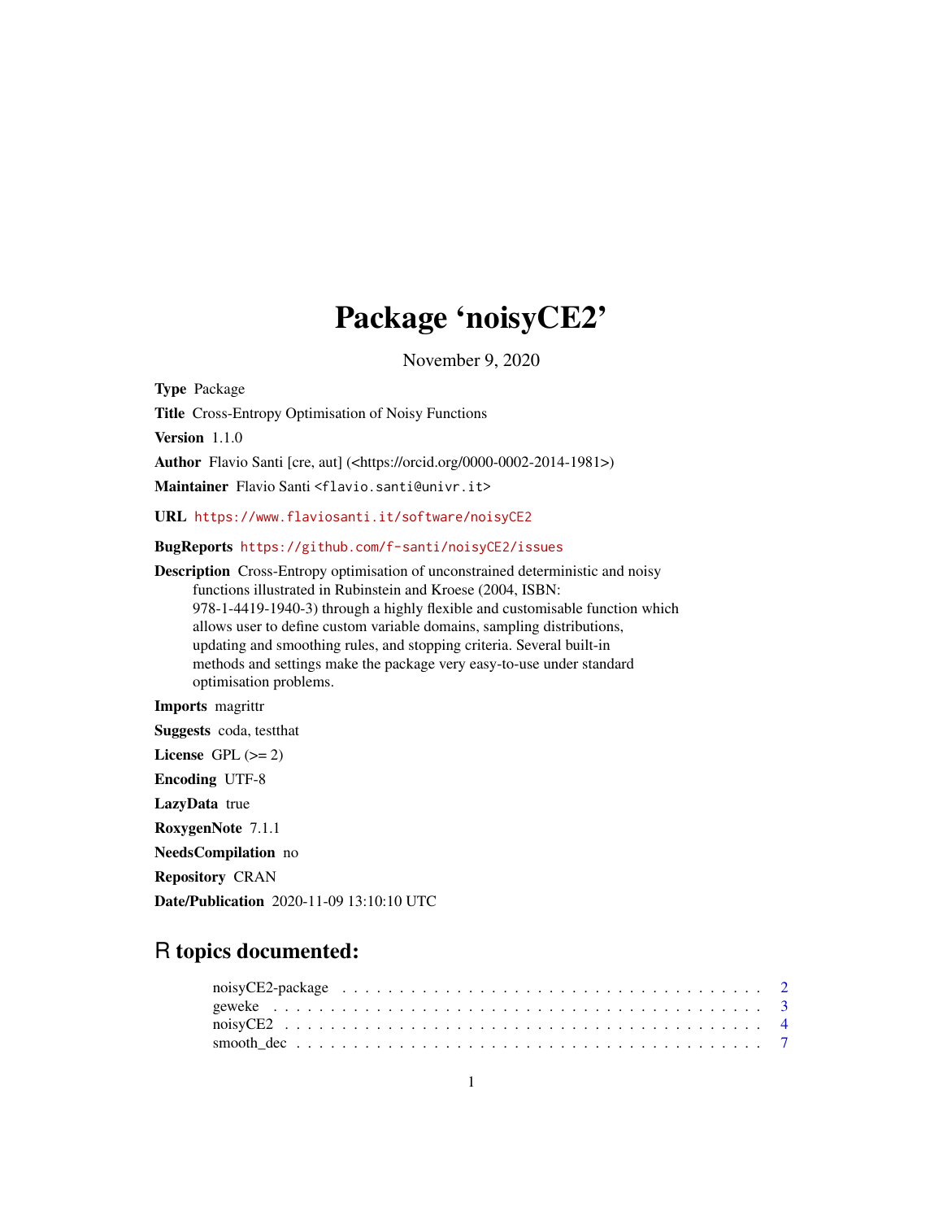# Package 'noisyCE2'

November 9, 2020

**Type** Package

**Title** Cross-Entropy Optimisation of Noisy Functions

**Version** 1.1.0

**Author** Flavio Santi [cre, aut] (<https://orcid.org/0000-0002-2014-1981>)

**Maintainer** Flavio Santi <flavio.santi@univr.it>

**URL** https://www.flaviosanti.it/software/noisyCE2

**BugReports** https://github.com/f-santi/noisyCE2/issues

**Description** Cross-Entropy optimisation of unconstrained deterministic and noisy functions illustrated in Rubinstein and Kroese (2004, ISBN: 978-1-4419-1940-3) through a highly flexible and customisable function which allows user to define custom variable domains, sampling distributions, updating and smoothing rules, and stopping criteria. Several built-in methods and settings make the package very easy-to-use under standard optimisation problems.

**Imports** magrittr

**Suggests** coda, testthat

**License** GPL (>= 2)

**Encoding** UTF-8

**LazyData** true

**RoxygenNote** 7.1.1

**NeedsCompilation** no

**Repository** CRAN

**Date/Publication** 2020-11-09 13:10:10 UTC

## R topics documented:

noisyCE2-package . . . . . . . . . . . . . . . . . . . . . . . . . . . . . . . . . . . . 2
geweke . . . . . . . . . . . . . . . . . . . . . . . . . . . . . . . . . . . . . . . . . . 3
noisyCE2 . . . . . . . . . . . . . . . . . . . . . . . . . . . . . . . . . . . . . . . . . 4
smooth_dec . . . . . . . . . . . . . . . . . . . . . . . . . . . . . . . . . . . . . . . . 7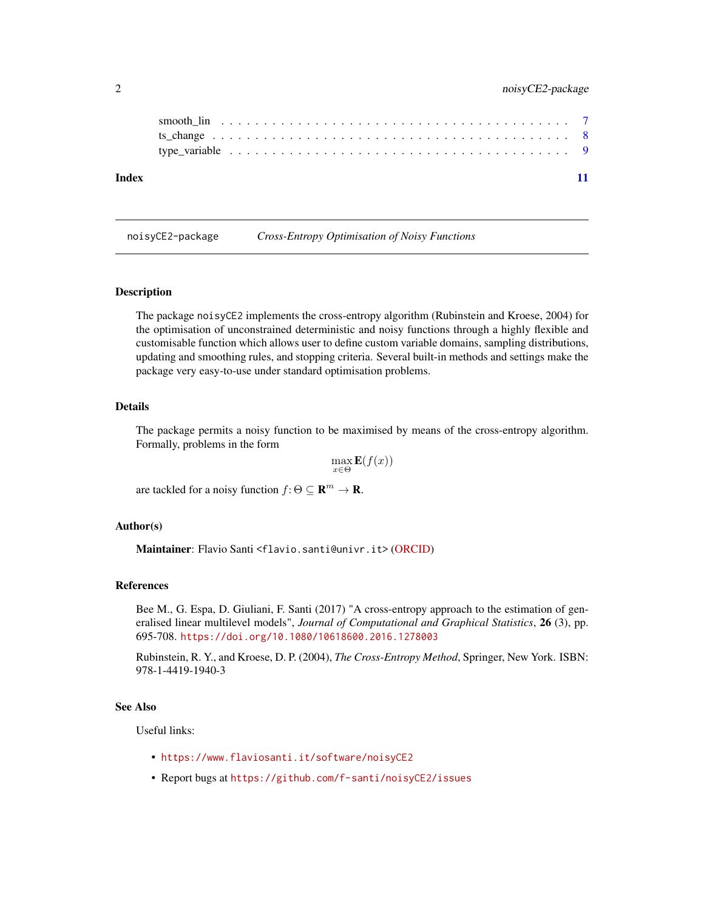smooth_lin . . . . . . . . . . . . . . . . . . . . . . . . . . . . . . . . . . . . . . 7
ts_change . . . . . . . . . . . . . . . . . . . . . . . . . . . . . . . . . . . . . . 8
type_variable . . . . . . . . . . . . . . . . . . . . . . . . . . . . . . . . . . . . 9

**Index** 11

---

noisyCE2-package *Cross-Entropy Optimisation of Noisy Functions*

---

### Description

The package noisyCE2 implements the cross-entropy algorithm (Rubinstein and Kroese, 2004) for the optimisation of unconstrained deterministic and noisy functions through a highly flexible and customisable function which allows user to define custom variable domains, sampling distributions, updating and smoothing rules, and stopping criteria. Several built-in methods and settings make the package very easy-to-use under standard optimisation problems.

### Details

The package permits a noisy function to be maximised by means of the cross-entropy algorithm. Formally, problems in the form

$$\max_{x \in \Theta} \mathbf{E}(f(x))$$

are tackled for a noisy function $f \colon \Theta \subseteq \mathbf{R}^m \to \mathbf{R}$.

### Author(s)

**Maintainer**: Flavio Santi <flavio.santi@univr.it> (ORCID)

### References

Bee M., G. Espa, D. Giuliani, F. Santi (2017) "A cross-entropy approach to the estimation of generalised linear multilevel models", *Journal of Computational and Graphical Statistics*, **26** (3), pp. 695-708. https://doi.org/10.1080/10618600.2016.1278003

Rubinstein, R. Y., and Kroese, D. P. (2004), *The Cross-Entropy Method*, Springer, New York. ISBN: 978-1-4419-1940-3

### See Also

Useful links:

- https://www.flaviosanti.it/software/noisyCE2
- Report bugs at https://github.com/f-santi/noisyCE2/issues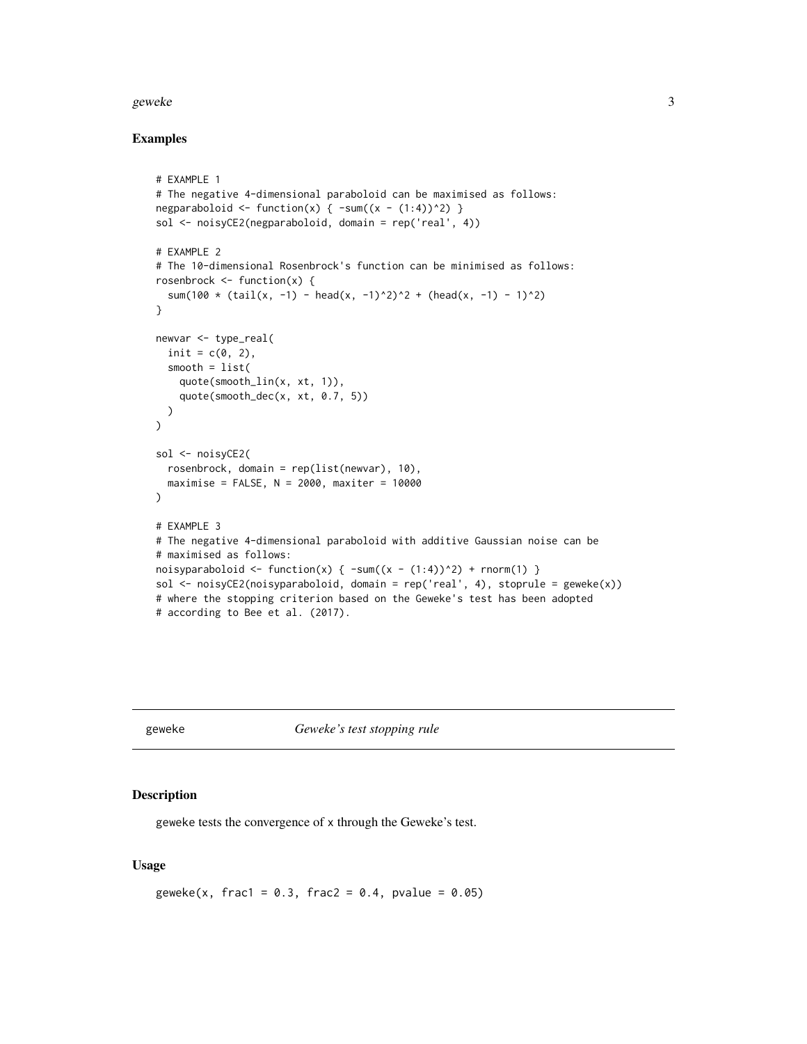### Examples

```
# EXAMPLE 1
# The negative 4-dimensional paraboloid can be maximised as follows:
negparaboloid <- function(x) { -sum((x - (1:4))^2) }
sol <- noisyCE2(negparaboloid, domain = rep('real', 4))

# EXAMPLE 2
# The 10-dimensional Rosenbrock's function can be minimised as follows:
rosenbrock <- function(x) {
  sum(100 * (tail(x, -1) - head(x, -1)^2)^2 + (head(x, -1) - 1)^2)
}

newvar <- type_real(
  init = c(0, 2),
  smooth = list(
    quote(smooth_lin(x, xt, 1)),
    quote(smooth_dec(x, xt, 0.7, 5))
  )
)

sol <- noisyCE2(
  rosenbrock, domain = rep(list(newvar), 10),
  maximise = FALSE, N = 2000, maxiter = 10000
)

# EXAMPLE 3
# The negative 4-dimensional paraboloid with additive Gaussian noise can be
# maximised as follows:
noisyparaboloid <- function(x) { -sum((x - (1:4))^2) + rnorm(1) }
sol <- noisyCE2(noisyparaboloid, domain = rep('real', 4), stoprule = geweke(x))
# where the stopping criterion based on the Geweke's test has been adopted
# according to Bee et al. (2017).
```

---

## geweke — *Geweke's test stopping rule*

### Description

geweke tests the convergence of x through the Geweke's test.

### Usage

```
geweke(x, frac1 = 0.3, frac2 = 0.4, pvalue = 0.05)
```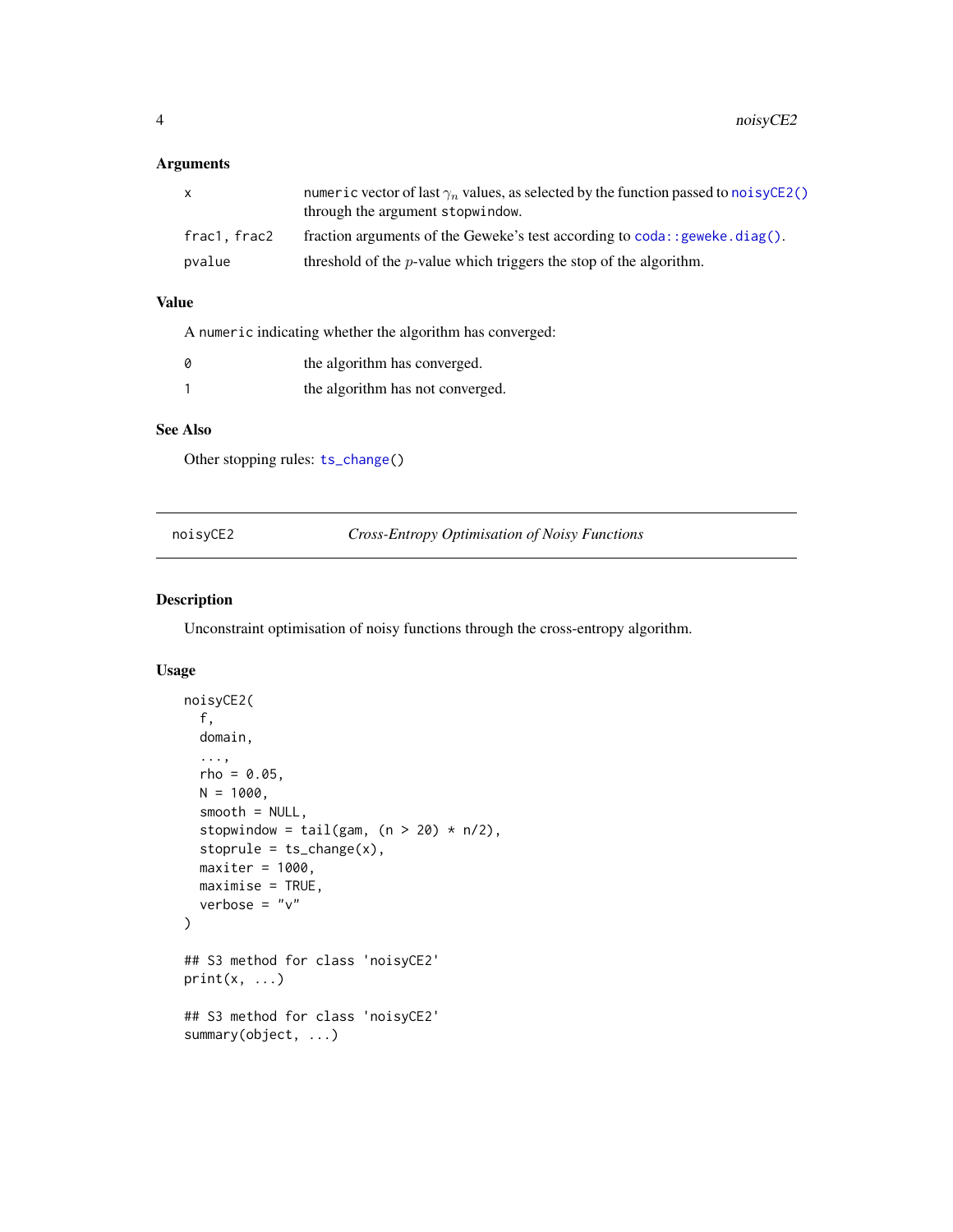### Arguments

| | |
|---|---|
| `x` | `numeric` vector of last $\gamma_n$ values, as selected by the function passed to `noisyCE2()` through the argument `stopwindow`. |
| `frac1, frac2` | fraction arguments of the Geweke's test according to `coda::geweke.diag()`. |
| `pvalue` | threshold of the $p$-value which triggers the stop of the algorithm. |

### Value

A `numeric` indicating whether the algorithm has converged:

| | |
|---|---|
| `0` | the algorithm has converged. |
| `1` | the algorithm has not converged. |

### See Also

Other stopping rules: `ts_change()`

---

## noisyCE2 — *Cross-Entropy Optimisation of Noisy Functions*

---

### Description

Unconstraint optimisation of noisy functions through the cross-entropy algorithm.

### Usage

```
noisyCE2(
  f,
  domain,
  ...,
  rho = 0.05,
  N = 1000,
  smooth = NULL,
  stopwindow = tail(gam, (n > 20) * n/2),
  stoprule = ts_change(x),
  maxiter = 1000,
  maximise = TRUE,
  verbose = "v"
)

## S3 method for class 'noisyCE2'
print(x, ...)

## S3 method for class 'noisyCE2'
summary(object, ...)
```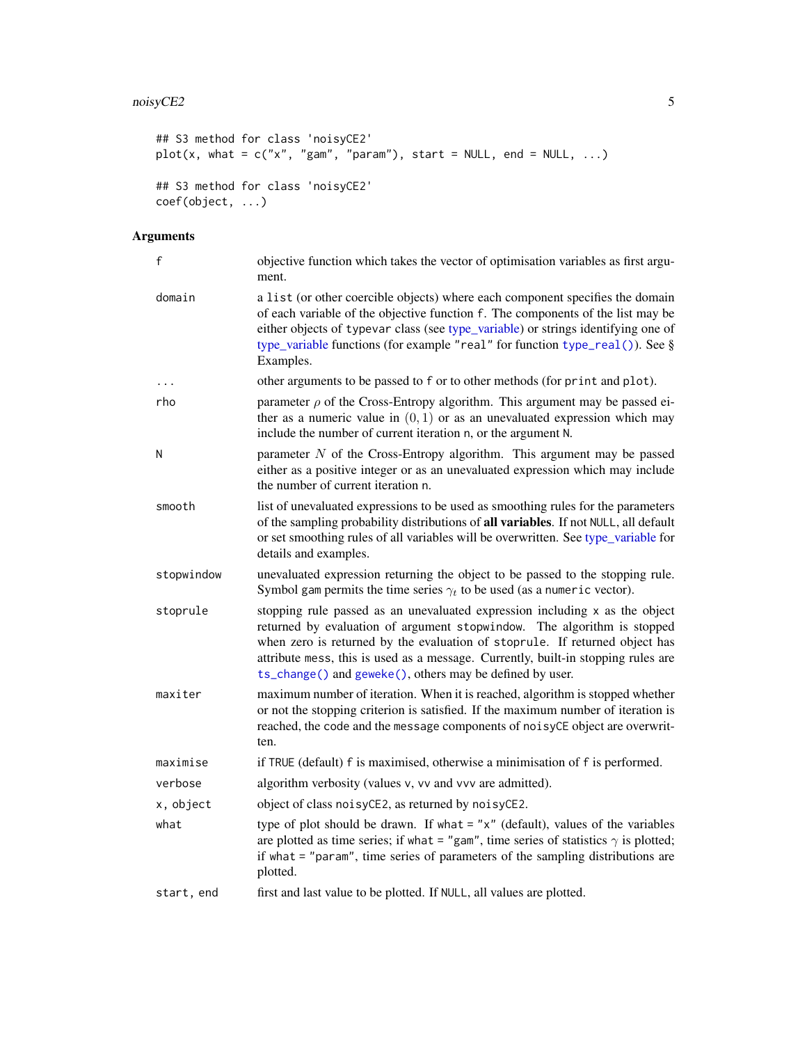```
## S3 method for class 'noisyCE2'
plot(x, what = c("x", "gam", "param"), start = NULL, end = NULL, ...)

## S3 method for class 'noisyCE2'
coef(object, ...)
```

## Arguments

| | |
|---|---|
| f | objective function which takes the vector of optimisation variables as first argument. |
| domain | a list (or other coercible objects) where each component specifies the domain of each variable of the objective function f. The components of the list may be either objects of typevar class (see type_variable) or strings identifying one of type_variable functions (for example "real" for function type_real()). See § Examples. |
| ... | other arguments to be passed to f or to other methods (for print and plot). |
| rho | parameter $\rho$ of the Cross-Entropy algorithm. This argument may be passed either as a numeric value in $(0, 1)$ or as an unevaluated expression which may include the number of current iteration n, or the argument N. |
| N | parameter $N$ of the Cross-Entropy algorithm. This argument may be passed either as a positive integer or as an unevaluated expression which may include the number of current iteration n. |
| smooth | list of unevaluated expressions to be used as smoothing rules for the parameters of the sampling probability distributions of **all variables**. If not NULL, all default or set smoothing rules of all variables will be overwritten. See type_variable for details and examples. |
| stopwindow | unevaluated expression returning the object to be passed to the stopping rule. Symbol gam permits the time series $\gamma_t$ to be used (as a numeric vector). |
| stoprule | stopping rule passed as an unevaluated expression including x as the object returned by evaluation of argument stopwindow. The algorithm is stopped when zero is returned by the evaluation of stoprule. If returned object has attribute mess, this is used as a message. Currently, built-in stopping rules are ts_change() and geweke(), others may be defined by user. |
| maxiter | maximum number of iteration. When it is reached, algorithm is stopped whether or not the stopping criterion is satisfied. If the maximum number of iteration is reached, the code and the message components of noisyCE object are overwritten. |
| maximise | if TRUE (default) f is maximised, otherwise a minimisation of f is performed. |
| verbose | algorithm verbosity (values v, vv and vvv are admitted). |
| x, object | object of class noisyCE2, as returned by noisyCE2. |
| what | type of plot should be drawn. If what = "x" (default), values of the variables are plotted as time series; if what = "gam", time series of statistics $\gamma$ is plotted; if what = "param", time series of parameters of the sampling distributions are plotted. |
| start, end | first and last value to be plotted. If NULL, all values are plotted. |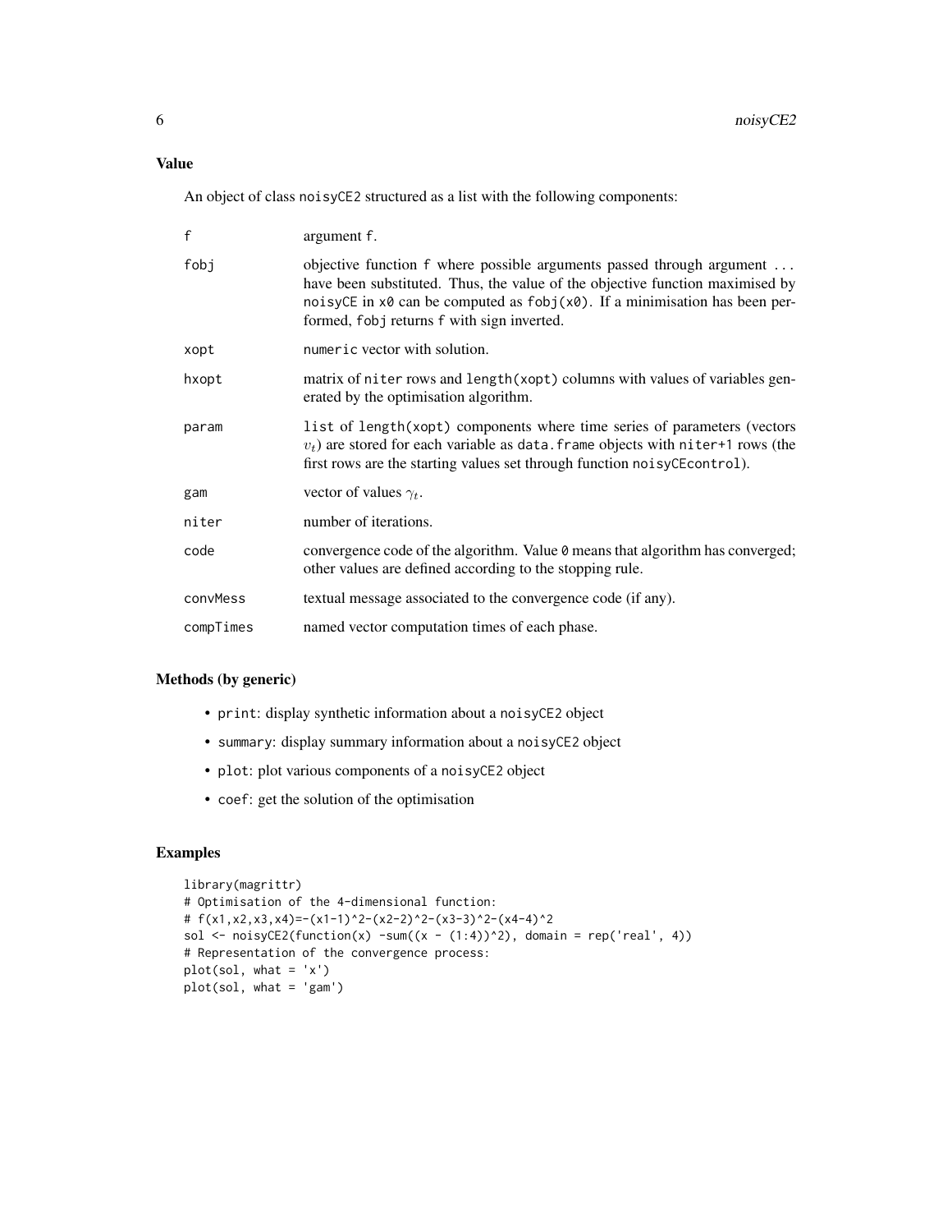## Value

An object of class `noisyCE2` structured as a list with the following components:

| | |
|---|---|
| `f` | argument `f`. |
| `fobj` | objective function `f` where possible arguments passed through argument ... have been substituted. Thus, the value of the objective function maximised by `noisyCE` in `x0` can be computed as `fobj(x0)`. If a minimisation has been performed, `fobj` returns `f` with sign inverted. |
| `xopt` | `numeric` vector with solution. |
| `hxopt` | matrix of `niter` rows and `length(xopt)` columns with values of variables generated by the optimisation algorithm. |
| `param` | `list` of `length(xopt)` components where time series of parameters (vectors $v_t$) are stored for each variable as `data.frame` objects with `niter+1` rows (the first rows are the starting values set through function `noisyCEcontrol`). |
| `gam` | vector of values $\gamma_t$. |
| `niter` | number of iterations. |
| `code` | convergence code of the algorithm. Value `0` means that algorithm has converged; other values are defined according to the stopping rule. |
| `convMess` | textual message associated to the convergence code (if any). |
| `compTimes` | named vector computation times of each phase. |

## Methods (by generic)

- `print`: display synthetic information about a `noisyCE2` object
- `summary`: display summary information about a `noisyCE2` object
- `plot`: plot various components of a `noisyCE2` object
- `coef`: get the solution of the optimisation

## Examples

```
library(magrittr)
# Optimisation of the 4-dimensional function:
# f(x1,x2,x3,x4)=-(x1-1)^2-(x2-2)^2-(x3-3)^2-(x4-4)^2
sol <- noisyCE2(function(x) -sum((x - (1:4))^2), domain = rep('real', 4))
# Representation of the convergence process:
plot(sol, what = 'x')
plot(sol, what = 'gam')
```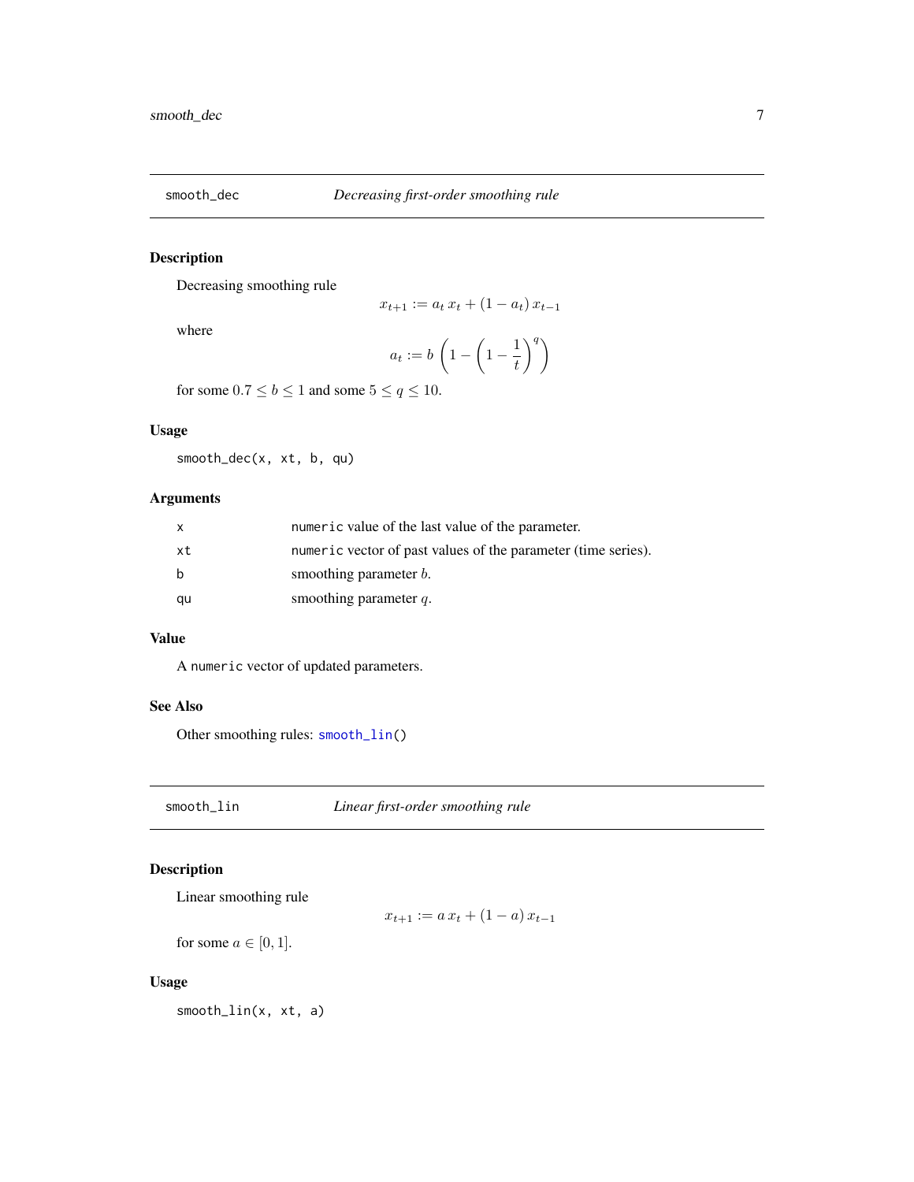## smooth_dec — *Decreasing first-order smoothing rule*

### Description

Decreasing smoothing rule

$$x_{t+1} := a_t \, x_t + (1 - a_t) \, x_{t-1}$$

where

$$a_t := b \left(1 - \left(1 - \frac{1}{t}\right)^q\right)$$

for some $0.7 \leq b \leq 1$ and some $5 \leq q \leq 10$.

### Usage

```
smooth_dec(x, xt, b, qu)
```

### Arguments

| | |
|---|---|
| x | `numeric` value of the last value of the parameter. |
| xt | `numeric` vector of past values of the parameter (time series). |
| b | smoothing parameter $b$. |
| qu | smoothing parameter $q$. |

### Value

A `numeric` vector of updated parameters.

### See Also

Other smoothing rules: `smooth_lin()`

## smooth_lin — *Linear first-order smoothing rule*

### Description

Linear smoothing rule

$$x_{t+1} := a \, x_t + (1 - a) \, x_{t-1}$$

for some $a \in [0, 1]$.

### Usage

```
smooth_lin(x, xt, a)
```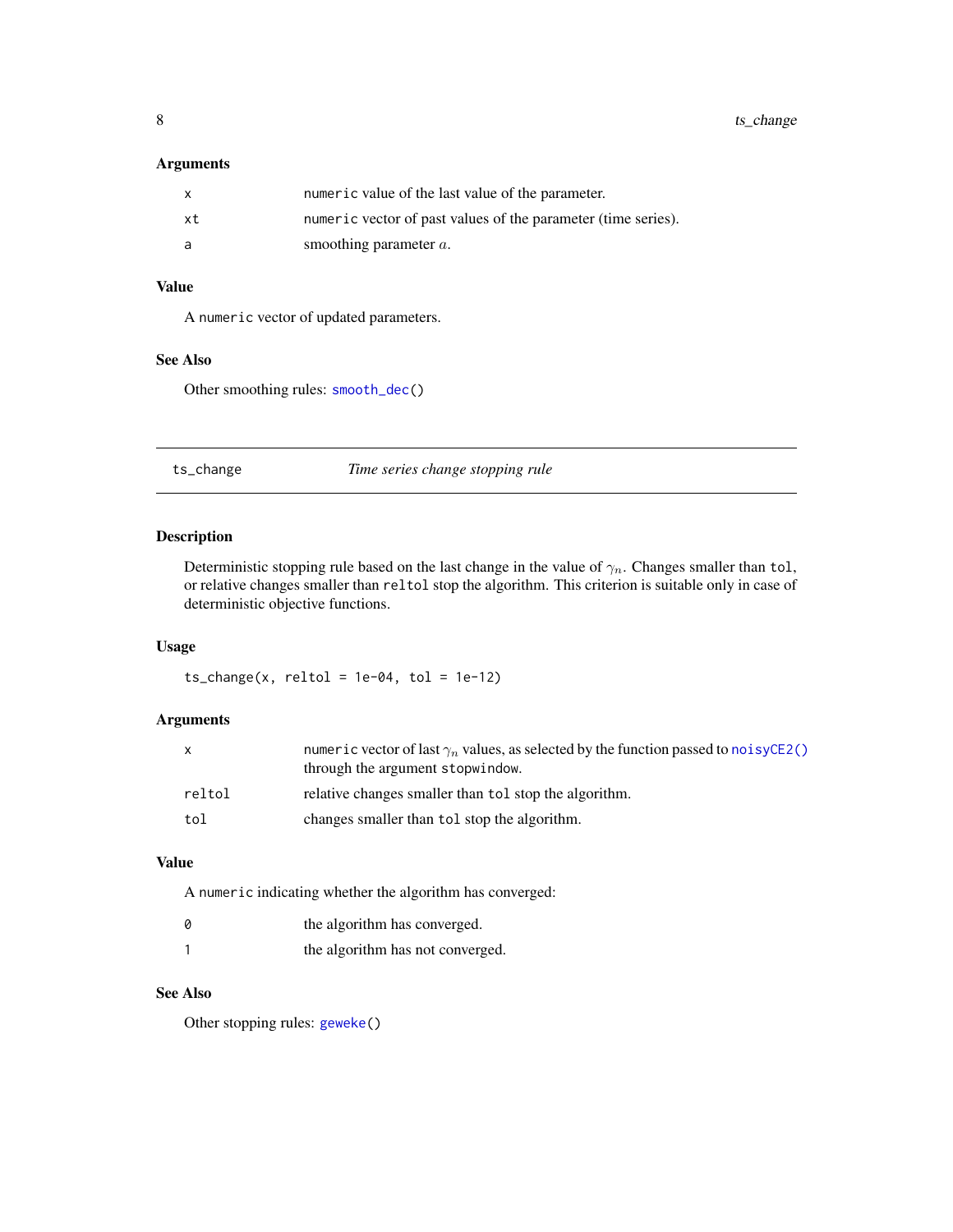### Arguments

| | |
|---|---|
| `x` | `numeric` value of the last value of the parameter. |
| `xt` | `numeric` vector of past values of the parameter (time series). |
| `a` | smoothing parameter $a$. |

### Value

A `numeric` vector of updated parameters.

### See Also

Other smoothing rules: `smooth_dec()`

---

## `ts_change` *Time series change stopping rule*

---

### Description

Deterministic stopping rule based on the last change in the value of $\gamma_n$. Changes smaller than `tol`, or relative changes smaller than `reltol` stop the algorithm. This criterion is suitable only in case of deterministic objective functions.

### Usage

```
ts_change(x, reltol = 1e-04, tol = 1e-12)
```

### Arguments

| | |
|---|---|
| `x` | `numeric` vector of last $\gamma_n$ values, as selected by the function passed to `noisyCE2()` through the argument `stopwindow`. |
| `reltol` | relative changes smaller than `tol` stop the algorithm. |
| `tol` | changes smaller than `tol` stop the algorithm. |

### Value

A `numeric` indicating whether the algorithm has converged:

| | |
|---|---|
| `0` | the algorithm has converged. |
| `1` | the algorithm has not converged. |

### See Also

Other stopping rules: `geweke()`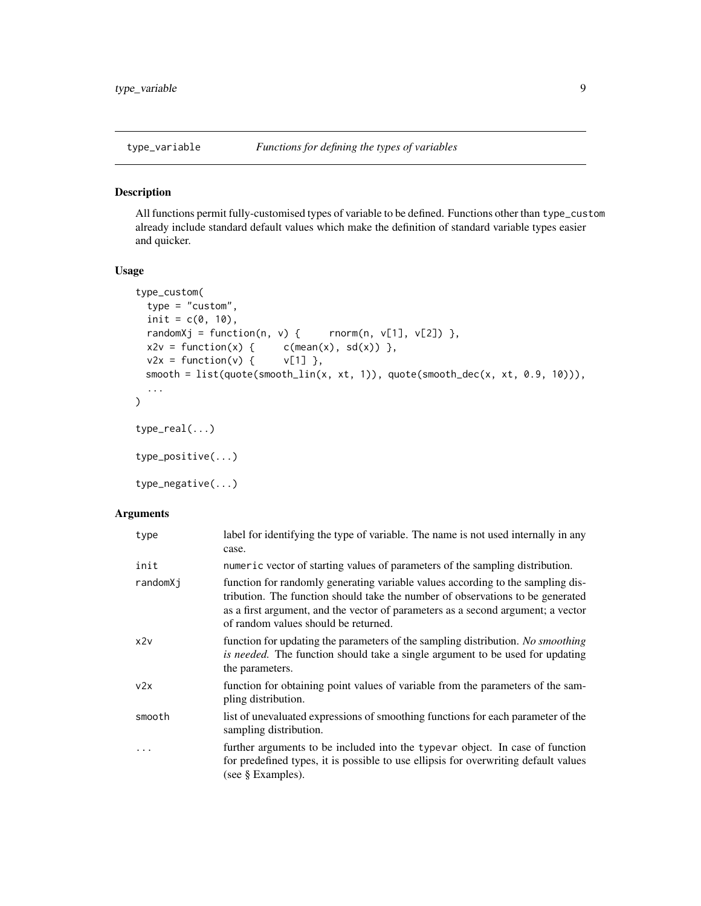## type_variable — *Functions for defining the types of variables*

### Description

All functions permit fully-customised types of variable to be defined. Functions other than `type_custom` already include standard default values which make the definition of standard variable types easier and quicker.

### Usage

```
type_custom(
  type = "custom",
  init = c(0, 10),
  randomXj = function(n, v) {     rnorm(n, v[1], v[2]) },
  x2v = function(x) {     c(mean(x), sd(x)) },
  v2x = function(v) {     v[1] },
  smooth = list(quote(smooth_lin(x, xt, 1)), quote(smooth_dec(x, xt, 0.9, 10))),
  ...
)

type_real(...)

type_positive(...)

type_negative(...)
```

### Arguments

| | |
|---|---|
| `type` | label for identifying the type of variable. The name is not used internally in any case. |
| `init` | `numeric` vector of starting values of parameters of the sampling distribution. |
| `randomXj` | function for randomly generating variable values according to the sampling distribution. The function should take the number of observations to be generated as a first argument, and the vector of parameters as a second argument; a vector of random values should be returned. |
| `x2v` | function for updating the parameters of the sampling distribution. *No smoothing is needed.* The function should take a single argument to be used for updating the parameters. |
| `v2x` | function for obtaining point values of variable from the parameters of the sampling distribution. |
| `smooth` | list of unevaluated expressions of smoothing functions for each parameter of the sampling distribution. |
| `...` | further arguments to be included into the `typevar` object. In case of function for predefined types, it is possible to use ellipsis for overwriting default values (see § Examples). |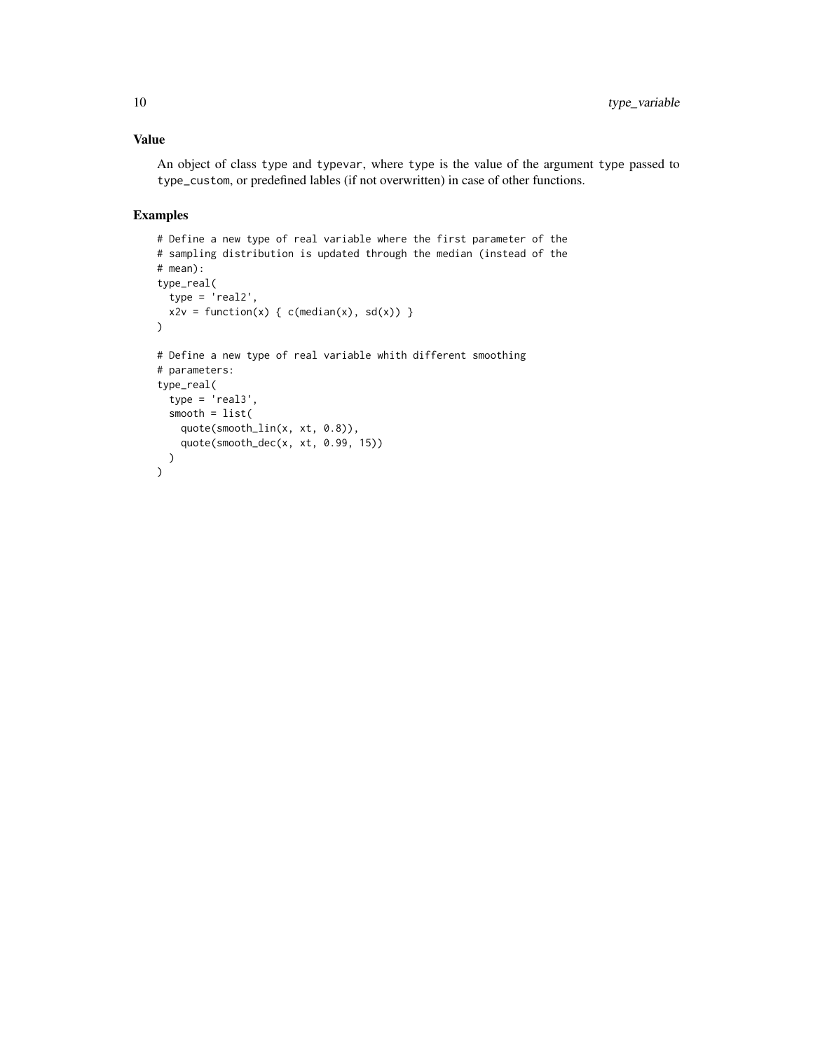### Value

An object of class `type` and `typevar`, where `type` is the value of the argument `type` passed to `type_custom`, or predefined lables (if not overwritten) in case of other functions.

### Examples

```
# Define a new type of real variable where the first parameter of the
# sampling distribution is updated through the median (instead of the
# mean):
type_real(
  type = 'real2',
  x2v = function(x) { c(median(x), sd(x)) }
)

# Define a new type of real variable whith different smoothing
# parameters:
type_real(
  type = 'real3',
  smooth = list(
    quote(smooth_lin(x, xt, 0.8)),
    quote(smooth_dec(x, xt, 0.99, 15))
  )
)
```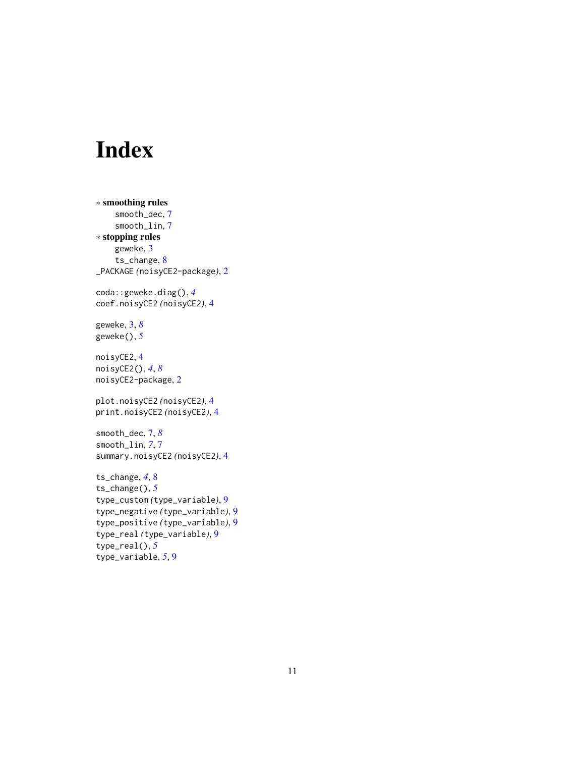# Index

∗ **smoothing rules**
    smooth_dec, 7
    smooth_lin, 7
∗ **stopping rules**
    geweke, 3
    ts_change, 8
_PACKAGE (noisyCE2-package), 2

coda::geweke.diag(), *4*
coef.noisyCE2 (noisyCE2), 4

geweke, 3, *8*
geweke(), *5*

noisyCE2, 4
noisyCE2(), *4*, *8*
noisyCE2-package, 2

plot.noisyCE2 (noisyCE2), 4
print.noisyCE2 (noisyCE2), 4

smooth_dec, 7, *8*
smooth_lin, *7*, 7
summary.noisyCE2 (noisyCE2), 4

ts_change, *4*, 8
ts_change(), *5*
type_custom (type_variable), 9
type_negative (type_variable), 9
type_positive (type_variable), 9
type_real (type_variable), 9
type_real(), *5*
type_variable, *5*, 9